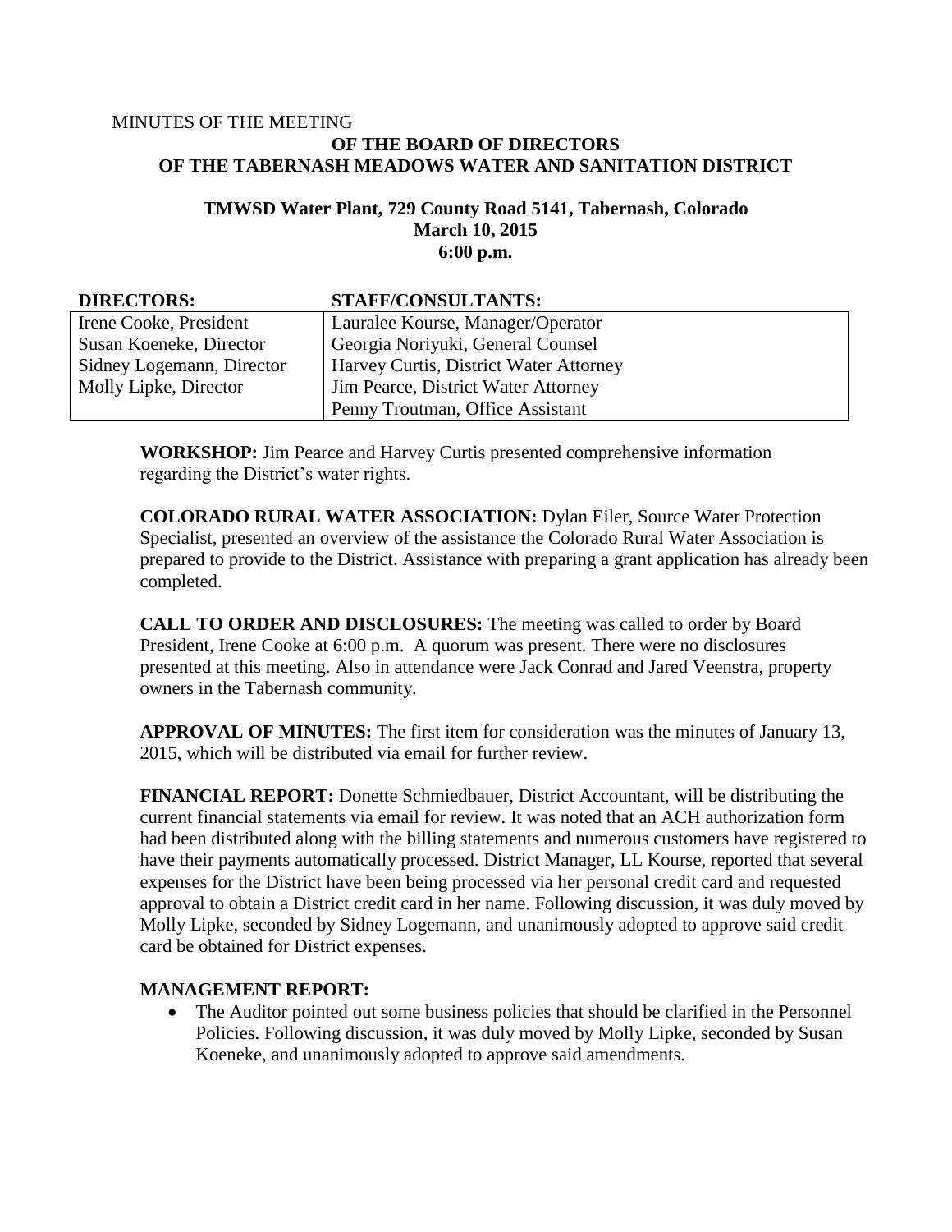MINUTES OF THE MEETING

# OF THE BOARD OF DIRECTORS OF THE TABERNASH MEADOWS WATER AND SANITATION DISTRICT

**TMWSD Water Plant, 729 County Road 5141, Tabernash, Colorado**
**March 10, 2015**
**6:00 p.m.**

| DIRECTORS: | STAFF/CONSULTANTS: |
|---|---|
| Irene Cooke, President | Lauralee Kourse, Manager/Operator |
| Susan Koeneke, Director | Georgia Noriyuki, General Counsel |
| Sidney Logemann, Director | Harvey Curtis, District Water Attorney |
| Molly Lipke, Director | Jim Pearce, District Water Attorney |
| | Penny Troutman, Office Assistant |

**WORKSHOP:** Jim Pearce and Harvey Curtis presented comprehensive information regarding the District's water rights.

**COLORADO RURAL WATER ASSOCIATION:** Dylan Eiler, Source Water Protection Specialist, presented an overview of the assistance the Colorado Rural Water Association is prepared to provide to the District. Assistance with preparing a grant application has already been completed.

**CALL TO ORDER AND DISCLOSURES:** The meeting was called to order by Board President, Irene Cooke at 6:00 p.m. A quorum was present. There were no disclosures presented at this meeting. Also in attendance were Jack Conrad and Jared Veenstra, property owners in the Tabernash community.

**APPROVAL OF MINUTES:** The first item for consideration was the minutes of January 13, 2015, which will be distributed via email for further review.

**FINANCIAL REPORT:** Donette Schmiedbauer, District Accountant, will be distributing the current financial statements via email for review. It was noted that an ACH authorization form had been distributed along with the billing statements and numerous customers have registered to have their payments automatically processed. District Manager, LL Kourse, reported that several expenses for the District have been being processed via her personal credit card and requested approval to obtain a District credit card in her name. Following discussion, it was duly moved by Molly Lipke, seconded by Sidney Logemann, and unanimously adopted to approve said credit card be obtained for District expenses.

**MANAGEMENT REPORT:**

- The Auditor pointed out some business policies that should be clarified in the Personnel Policies. Following discussion, it was duly moved by Molly Lipke, seconded by Susan Koeneke, and unanimously adopted to approve said amendments.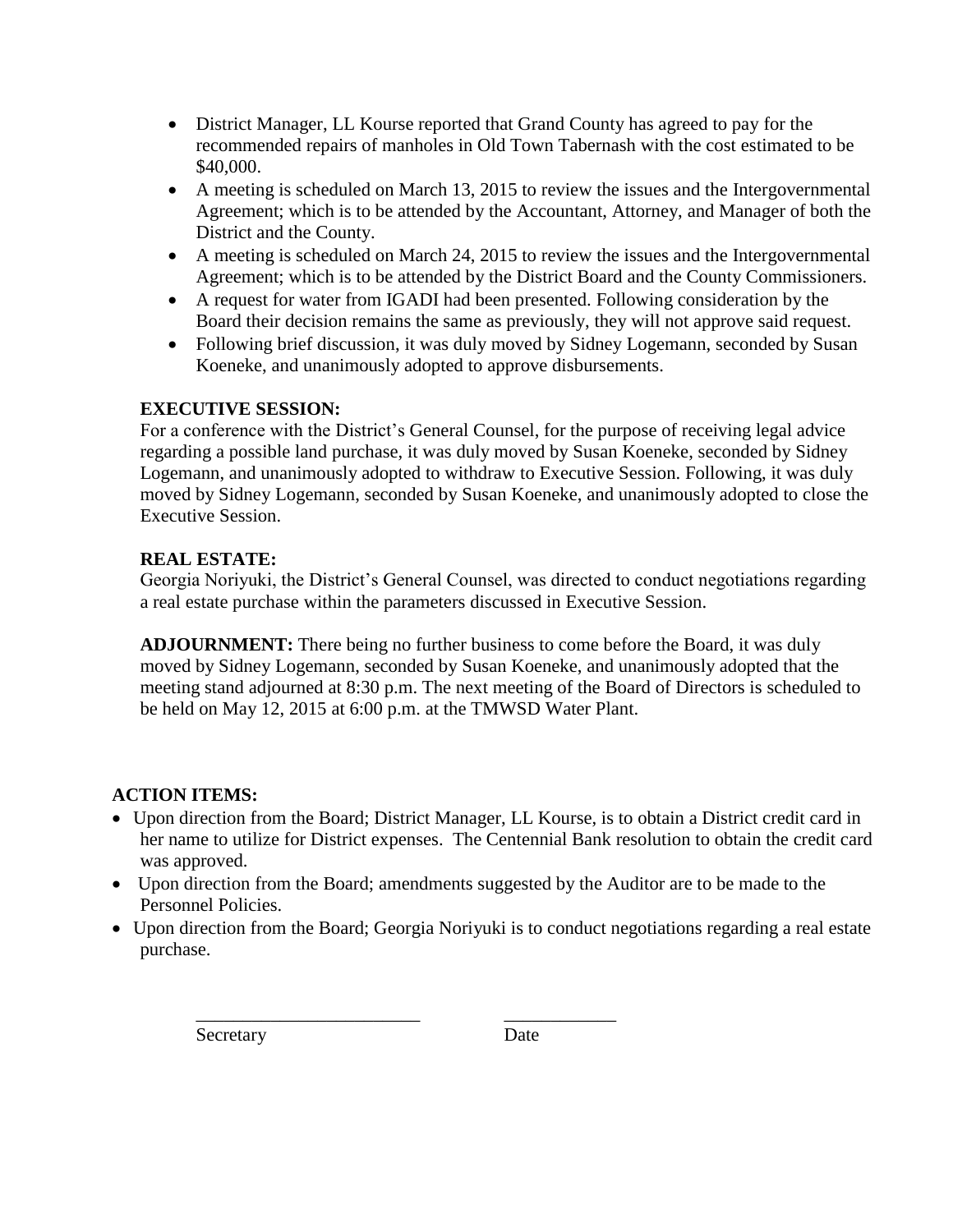- District Manager, LL Kourse reported that Grand County has agreed to pay for the recommended repairs of manholes in Old Town Tabernash with the cost estimated to be $40,000.
- A meeting is scheduled on March 13, 2015 to review the issues and the Intergovernmental Agreement; which is to be attended by the Accountant, Attorney, and Manager of both the District and the County.
- A meeting is scheduled on March 24, 2015 to review the issues and the Intergovernmental Agreement; which is to be attended by the District Board and the County Commissioners.
- A request for water from IGADI had been presented. Following consideration by the Board their decision remains the same as previously, they will not approve said request.
- Following brief discussion, it was duly moved by Sidney Logemann, seconded by Susan Koeneke, and unanimously adopted to approve disbursements.

**EXECUTIVE SESSION:**
For a conference with the District's General Counsel, for the purpose of receiving legal advice regarding a possible land purchase, it was duly moved by Susan Koeneke, seconded by Sidney Logemann, and unanimously adopted to withdraw to Executive Session. Following, it was duly moved by Sidney Logemann, seconded by Susan Koeneke, and unanimously adopted to close the Executive Session.

**REAL ESTATE:**
Georgia Noriyuki, the District's General Counsel, was directed to conduct negotiations regarding a real estate purchase within the parameters discussed in Executive Session.

**ADJOURNMENT:** There being no further business to come before the Board, it was duly moved by Sidney Logemann, seconded by Susan Koeneke, and unanimously adopted that the meeting stand adjourned at 8:30 p.m. The next meeting of the Board of Directors is scheduled to be held on May 12, 2015 at 6:00 p.m. at the TMWSD Water Plant.

**ACTION ITEMS:**

- Upon direction from the Board; District Manager, LL Kourse, is to obtain a District credit card in her name to utilize for District expenses. The Centennial Bank resolution to obtain the credit card was approved.
- Upon direction from the Board; amendments suggested by the Auditor are to be made to the Personnel Policies.
- Upon direction from the Board; Georgia Noriyuki is to conduct negotiations regarding a real estate purchase.

\_\_\_\_\_\_\_\_\_\_\_\_\_\_\_\_\_\_\_\_\_\_\_\_ \_\_\_\_\_\_\_\_\_\_\_\_

Secretary Date